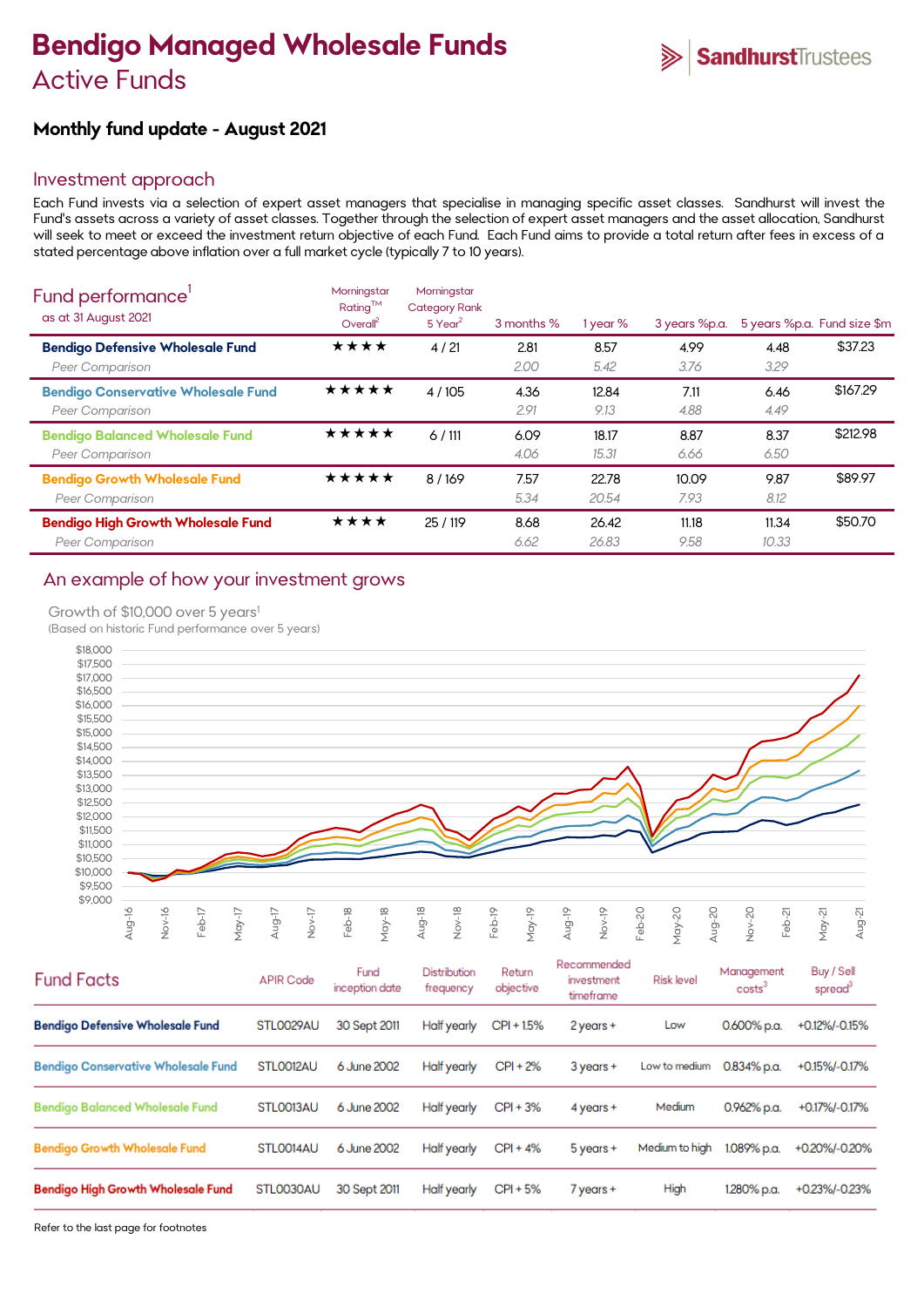# Bendigo Managed Wholesale Funds
## Active Funds

SandhurstTrustees

### Monthly fund update - August 2021

## Investment approach

Each Fund invests via a selection of expert asset managers that specialise in managing specific asset classes. Sandhurst will invest the Fund's assets across a variety of asset classes. Together through the selection of expert asset managers and the asset allocation, Sandhurst will seek to meet or exceed the investment return objective of each Fund. Each Fund aims to provide a total return after fees in excess of a stated percentage above inflation over a full market cycle (typically 7 to 10 years).

## Fund performance[1]

as at 31 August 2021

| | Morningstar Rating™ Overall[2] | Morningstar Category Rank 5 Year[2] | 3 months % | 1 year % | 3 years %p.a. | 5 years %p.a. | Fund size $m |
|---|---|---|---|---|---|---|---|
| **Bendigo Defensive Wholesale Fund** | ★★★★ | 4 / 21 | 2.81 | 8.57 | 4.99 | 4.48 | $37.23 |
| *Peer Comparison* | | | *2.00* | *5.42* | *3.76* | *3.29* | |
| **Bendigo Conservative Wholesale Fund** | ★★★★★ | 4 / 105 | 4.36 | 12.84 | 7.11 | 6.46 | $167.29 |
| *Peer Comparison* | | | *2.91* | *9.13* | *4.88* | *4.49* | |
| **Bendigo Balanced Wholesale Fund** | ★★★★★ | 6 / 111 | 6.09 | 18.17 | 8.87 | 8.37 | $212.98 |
| *Peer Comparison* | | | *4.06* | *15.31* | *6.66* | *6.50* | |
| **Bendigo Growth Wholesale Fund** | ★★★★★ | 8 / 169 | 7.57 | 22.78 | 10.09 | 9.87 | $89.97 |
| *Peer Comparison* | | | *5.34* | *20.54* | *7.93* | *8.12* | |
| **Bendigo High Growth Wholesale Fund** | ★★★★ | 25 / 119 | 8.68 | 26.42 | 11.18 | 11.34 | $50.70 |
| *Peer Comparison* | | | *6.62* | *26.83* | *9.58* | *10.33* | |

## An example of how your investment grows

Growth of $10,000 over 5 years[1]
(Based on historic Fund performance over 5 years)

## Fund Facts

| | APIR Code | Fund inception date | Distribution frequency | Return objective | Recommended investment timeframe | Risk level | Management costs[3] | Buy / Sell spread[3] |
|---|---|---|---|---|---|---|---|---|
| **Bendigo Defensive Wholesale Fund** | STL0029AU | 30 Sept 2011 | Half yearly | CPI + 1.5% | 2 years + | Low | 0.600% p.a. | +0.12%/-0.15% |
| **Bendigo Conservative Wholesale Fund** | STL0012AU | 6 June 2002 | Half yearly | CPI + 2% | 3 years + | Low to medium | 0.834% p.a. | +0.15%/-0.17% |
| **Bendigo Balanced Wholesale Fund** | STL0013AU | 6 June 2002 | Half yearly | CPI + 3% | 4 years + | Medium | 0.962% p.a. | +0.17%/-0.17% |
| **Bendigo Growth Wholesale Fund** | STL0014AU | 6 June 2002 | Half yearly | CPI + 4% | 5 years + | Medium to high | 1.089% p.a. | +0.20%/-0.20% |
| **Bendigo High Growth Wholesale Fund** | STL0030AU | 30 Sept 2011 | Half yearly | CPI + 5% | 7 years + | High | 1.280% p.a. | +0.23%/-0.23% |

Refer to the last page for footnotes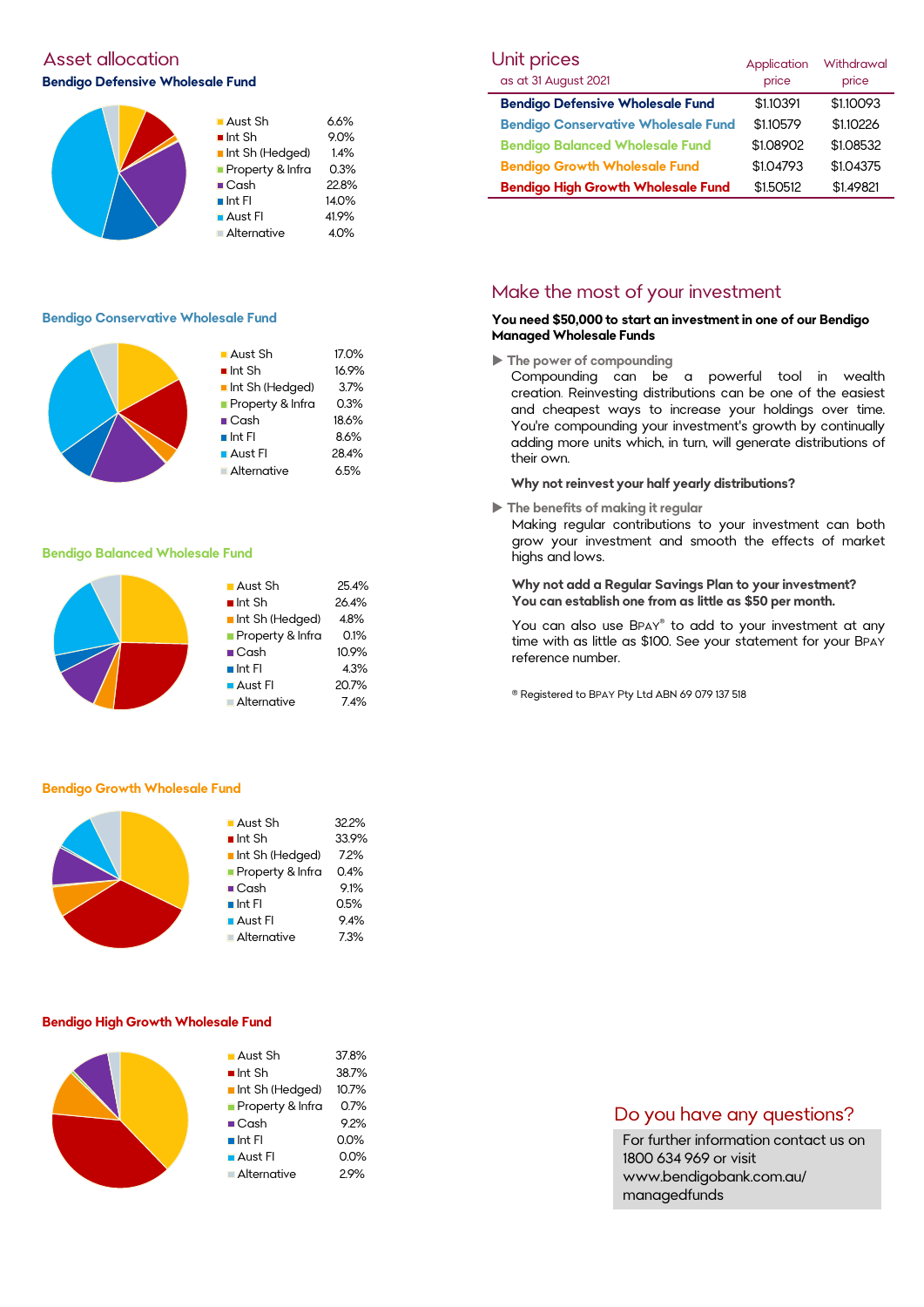## Asset allocation

### Bendigo Defensive Wholesale Fund

| Asset | Allocation |
|---|---|
| Aust Sh | 6.6% |
| Int Sh | 9.0% |
| Int Sh (Hedged) | 1.4% |
| Property & Infra | 0.3% |
| Cash | 22.8% |
| Int FI | 14.0% |
| Aust FI | 41.9% |
| Alternative | 4.0% |

### Bendigo Conservative Wholesale Fund

| Asset | Allocation |
|---|---|
| Aust Sh | 17.0% |
| Int Sh | 16.9% |
| Int Sh (Hedged) | 3.7% |
| Property & Infra | 0.3% |
| Cash | 18.6% |
| Int FI | 8.6% |
| Aust FI | 28.4% |
| Alternative | 6.5% |

### Bendigo Balanced Wholesale Fund

| Asset | Allocation |
|---|---|
| Aust Sh | 25.4% |
| Int Sh | 26.4% |
| Int Sh (Hedged) | 4.8% |
| Property & Infra | 0.1% |
| Cash | 10.9% |
| Int FI | 4.3% |
| Aust FI | 20.7% |
| Alternative | 7.4% |

### Bendigo Growth Wholesale Fund

| Asset | Allocation |
|---|---|
| Aust Sh | 32.2% |
| Int Sh | 33.9% |
| Int Sh (Hedged) | 7.2% |
| Property & Infra | 0.4% |
| Cash | 9.1% |
| Int FI | 0.5% |
| Aust FI | 9.4% |
| Alternative | 7.3% |

### Bendigo High Growth Wholesale Fund

| Asset | Allocation |
|---|---|
| Aust Sh | 37.8% |
| Int Sh | 38.7% |
| Int Sh (Hedged) | 10.7% |
| Property & Infra | 0.7% |
| Cash | 9.2% |
| Int FI | 0.0% |
| Aust FI | 0.0% |
| Alternative | 2.9% |

## Unit prices

as at 31 August 2021

| Fund | Application price | Withdrawal price |
|---|---|---|
| **Bendigo Defensive Wholesale Fund** | $1.10391 | $1.10093 |
| **Bendigo Conservative Wholesale Fund** | $1.10579 | $1.10226 |
| **Bendigo Balanced Wholesale Fund** | $1.08902 | $1.08532 |
| **Bendigo Growth Wholesale Fund** | $1.04793 | $1.04375 |
| **Bendigo High Growth Wholesale Fund** | $1.50512 | $1.49821 |

## Make the most of your investment

**You need $50,000 to start an investment in one of our Bendigo Managed Wholesale Funds**

▶ **The power of compounding**

Compounding can be a powerful tool in wealth creation. Reinvesting distributions can be one of the easiest and cheapest ways to increase your holdings over time. You're compounding your investment's growth by continually adding more units which, in turn, will generate distributions of their own.

**Why not reinvest your half yearly distributions?**

▶ **The benefits of making it regular**

Making regular contributions to your investment can both grow your investment and smooth the effects of market highs and lows.

**Why not add a Regular Savings Plan to your investment? You can establish one from as little as $50 per month.**

You can also use BPAY® to add to your investment at any time with as little as $100. See your statement for your BPAY reference number.

® Registered to BPAY Pty Ltd ABN 69 079 137 518

## Do you have any questions?

For further information contact us on 1800 634 969 or visit www.bendigobank.com.au/managedfunds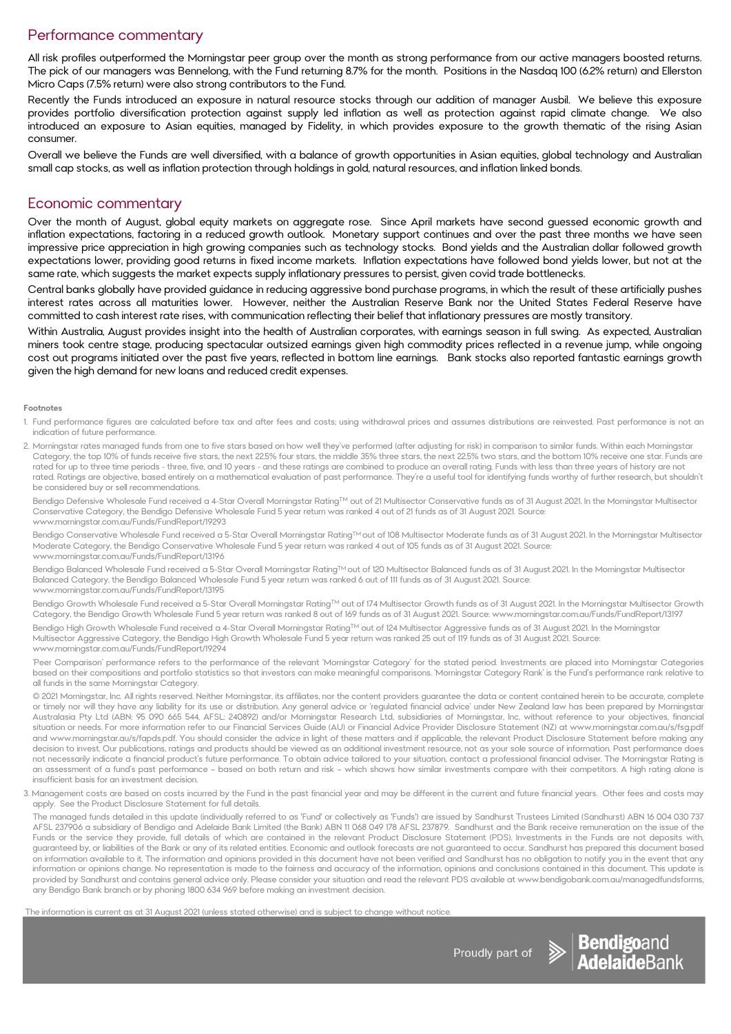## Performance commentary

All risk profiles outperformed the Morningstar peer group over the month as strong performance from our active managers boosted returns. The pick of our managers was Bennelong, with the Fund returning 8.7% for the month. Positions in the Nasdaq 100 (6.2% return) and Ellerston Micro Caps (7.5% return) were also strong contributors to the Fund.

Recently the Funds introduced an exposure in natural resource stocks through our addition of manager Ausbil. We believe this exposure provides portfolio diversification protection against supply led inflation as well as protection against rapid climate change. We also introduced an exposure to Asian equities, managed by Fidelity, in which provides exposure to the growth thematic of the rising Asian consumer.

Overall we believe the Funds are well diversified, with a balance of growth opportunities in Asian equities, global technology and Australian small cap stocks, as well as inflation protection through holdings in gold, natural resources, and inflation linked bonds.

## Economic commentary

Over the month of August, global equity markets on aggregate rose. Since April markets have second guessed economic growth and inflation expectations, factoring in a reduced growth outlook. Monetary support continues and over the past three months we have seen impressive price appreciation in high growing companies such as technology stocks. Bond yields and the Australian dollar followed growth expectations lower, providing good returns in fixed income markets. Inflation expectations have followed bond yields lower, but not at the same rate, which suggests the market expects supply inflationary pressures to persist, given covid trade bottlenecks.

Central banks globally have provided guidance in reducing aggressive bond purchase programs, in which the result of these artificially pushes interest rates across all maturities lower. However, neither the Australian Reserve Bank nor the United States Federal Reserve have committed to cash interest rate rises, with communication reflecting their belief that inflationary pressures are mostly transitory.

Within Australia, August provides insight into the health of Australian corporates, with earnings season in full swing. As expected, Australian miners took centre stage, producing spectacular outsized earnings given high commodity prices reflected in a revenue jump, while ongoing cost out programs initiated over the past five years, reflected in bottom line earnings. Bank stocks also reported fantastic earnings growth given the high demand for new loans and reduced credit expenses.

#### Footnotes

1. Fund performance figures are calculated before tax and after fees and costs; using withdrawal prices and assumes distributions are reinvested. Past performance is not an indication of future performance.
2. Morningstar rates managed funds from one to five stars based on how well they've performed (after adjusting for risk) in comparison to similar funds. Within each Morningstar Category, the top 10% of funds receive five stars, the next 22.5% four stars, the middle 35% three stars, the next 22.5% two stars, and the bottom 10% receive one star. Funds are rated for up to three time periods - three, five, and 10 years - and these ratings are combined to produce an overall rating. Funds with less than three years of history are not rated. Ratings are objective, based entirely on a mathematical evaluation of past performance. They're a useful tool for identifying funds worthy of further research, but shouldn't be considered buy or sell recommendations.

   Bendigo Defensive Wholesale Fund received a 4-Star Overall Morningstar Rating™ out of 21 Multisector Conservative funds as of 31 August 2021. In the Morningstar Multisector Conservative Category, the Bendigo Defensive Wholesale Fund 5 year return was ranked 4 out of 21 funds as of 31 August 2021. Source: www.morningstar.com.au/Funds/FundReport/19293

   Bendigo Conservative Wholesale Fund received a 5-Star Overall Morningstar Rating™ out of 108 Multisector Moderate funds as of 31 August 2021. In the Morningstar Multisector Moderate Category, the Bendigo Conservative Wholesale Fund 5 year return was ranked 4 out of 105 funds as of 31 August 2021. Source: www.morningstar.com.au/Funds/FundReport/13196

   Bendigo Balanced Wholesale Fund received a 5-Star Overall Morningstar Rating™ out of 120 Multisector Balanced funds as of 31 August 2021. In the Morningstar Multisector Balanced Category, the Bendigo Balanced Wholesale Fund 5 year return was ranked 6 out of 111 funds as of 31 August 2021. Source: www.morningstar.com.au/Funds/FundReport/13195

   Bendigo Growth Wholesale Fund received a 5-Star Overall Morningstar Rating™ out of 174 Multisector Growth funds as of 31 August 2021. In the Morningstar Multisector Growth Category, the Bendigo Growth Wholesale Fund 5 year return was ranked 8 out of 169 funds as of 31 August 2021. Source: www.morningstar.com.au/Funds/FundReport/13197

   Bendigo High Growth Wholesale Fund received a 4-Star Overall Morningstar Rating™ out of 124 Multisector Aggressive funds as of 31 August 2021. In the Morningstar Multisector Aggressive Category, the Bendigo High Growth Wholesale Fund 5 year return was ranked 25 out of 119 funds as of 31 August 2021. Source: www.morningstar.com.au/Funds/FundReport/19294

   'Peer Comparison' performance refers to the performance of the relevant 'Morningstar Category' for the stated period. Investments are placed into Morningstar Categories based on their compositions and portfolio statistics so that investors can make meaningful comparisons. 'Morningstar Category Rank' is the Fund's performance rank relative to all funds in the same Morningstar Category.

   © 2021 Morningstar, Inc. All rights reserved. Neither Morningstar, its affiliates, nor the content providers guarantee the data or content contained herein to be accurate, complete or timely nor will they have any liability for its use or distribution. Any general advice or 'regulated financial advice' under New Zealand law has been prepared by Morningstar Australasia Pty Ltd (ABN: 95 090 665 544, AFSL: 240892) and/or Morningstar Research Ltd, subsidiaries of Morningstar, Inc, without reference to your objectives, financial situation or needs. For more information refer to our Financial Services Guide (AU) or Financial Advice Provider Disclosure Statement (NZ) at www.morningstar.com.au/s/fsg.pdf and www.morningstar.au/s/fapds.pdf. You should consider the advice in light of these matters and if applicable, the relevant Product Disclosure Statement before making any decision to invest. Our publications, ratings and products should be viewed as an additional investment resource, not as your sole source of information. Past performance does not necessarily indicate a financial product's future performance. To obtain advice tailored to your situation, contact a professional financial adviser. The Morningstar Rating is an assessment of a fund's past performance – based on both return and risk – which shows how similar investments compare with their competitors. A high rating alone is insufficient basis for an investment decision.
3. Management costs are based on costs incurred by the Fund in the past financial year and may be different in the current and future financial years. Other fees and costs may apply. See the Product Disclosure Statement for full details.

   The managed funds detailed in this update (individually referred to as 'Fund' or collectively as 'Funds') are issued by Sandhurst Trustees Limited (Sandhurst) ABN 16 004 030 737 AFSL 237906 a subsidiary of Bendigo and Adelaide Bank Limited (the Bank) ABN 11 068 049 178 AFSL 237879. Sandhurst and the Bank receive remuneration on the issue of the Funds or the service they provide, full details of which are contained in the relevant Product Disclosure Statement (PDS). Investments in the Funds are not deposits with, guaranteed by, or liabilities of the Bank or any of its related entities. Economic and outlook forecasts are not guaranteed to occur. Sandhurst has prepared this document based on information available to it. The information and opinions provided in this document have not been verified and Sandhurst has no obligation to notify you in the event that any information or opinions change. No representation is made to the fairness and accuracy of the information, opinions and conclusions contained in this document. This update is provided by Sandhurst and contains general advice only. Please consider your situation and read the relevant PDS available at www.bendigobank.com.au/managedfundsforms, any Bendigo Bank branch or by phoning 1800 634 969 before making an investment decision.

The information is current as at 31 August 2021 (unless stated otherwise) and is subject to change without notice.

Proudly part of Bendigo and Adelaide Bank